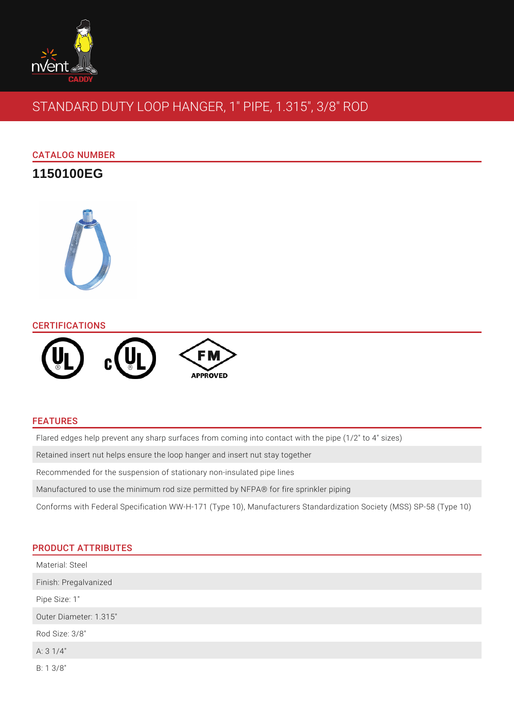# STANDARD DUTY LOOP HANGER, 1" PIPE, 1.315", 3/8" ROD

## CATALOG NUMBER

**1150100EG**

## CERTIFICATIONS

APPROVED

## FEATURES

- Flared edges help prevent any sharp surfaces from coming into contact with the pipe (1/2" to 4" sizes)
- Retained insert nut helps ensure the loop hanger and insert nut stay together
- Recommended for the suspension of stationary non-insulated pipe lines
- Manufactured to use the minimum rod size permitted by NFPA® for fire sprinkler piping
- Conforms with Federal Specification WW-H-171 (Type 10), Manufacturers Standardization Society (MSS) SP-58 (Type 10)

## PRODUCT ATTRIBUTES

- Material: Steel
- Finish: Pregalvanized
- Pipe Size: 1"
- Outer Diameter: 1.315"
- Rod Size: 3/8"
- A: 3 1/4"
- B: 1 3/8"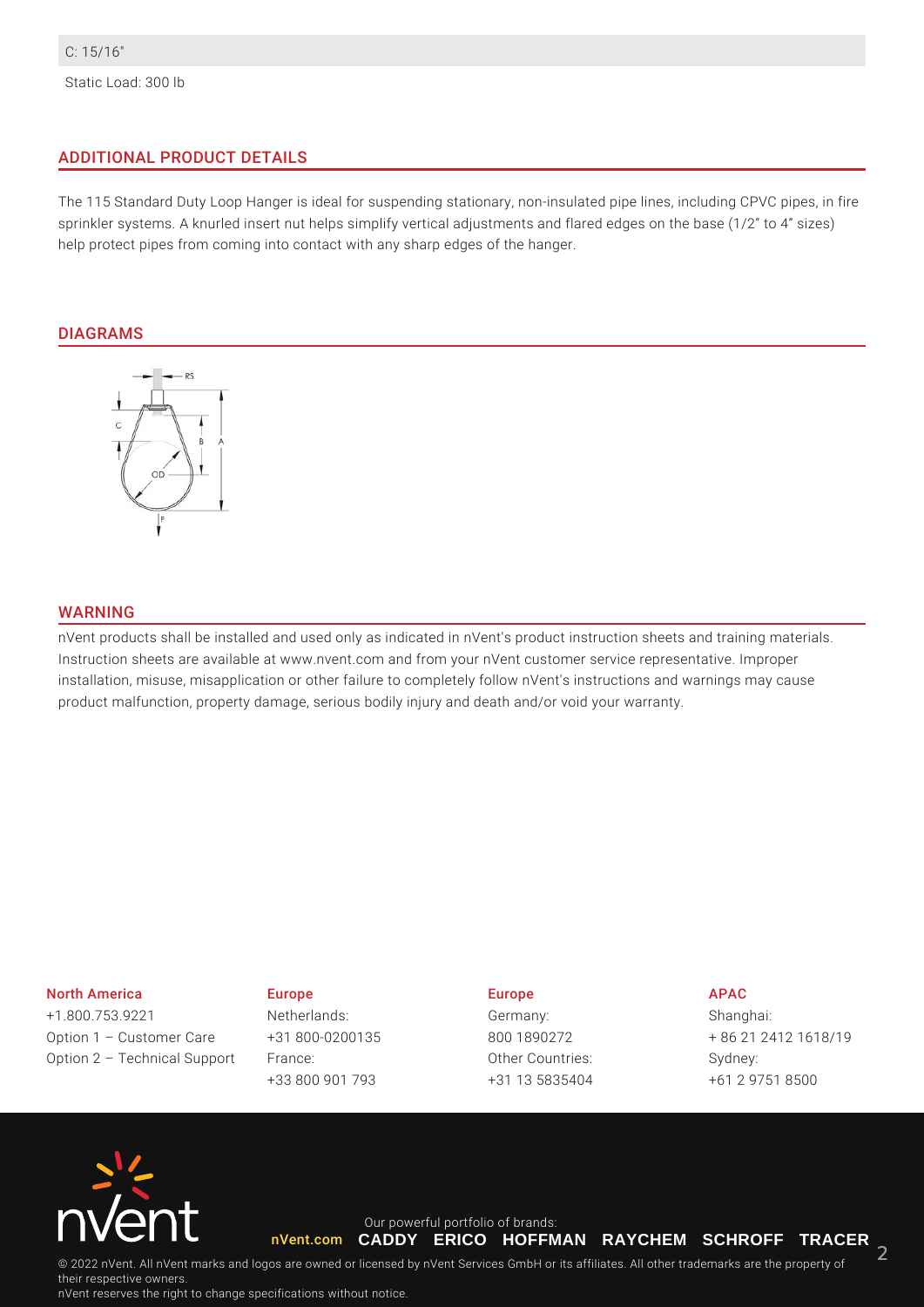C: 15/16"

Static Load: 300 lb

## ADDITIONAL PRODUCT DETAILS

The 115 Standard Duty Loop Hanger is ideal for suspending stationary, non-insulated pipe lines, including CPVC pipes, in fire sprinkler systems. A knurled insert nut helps simplify vertical adjustments and flared edges on the base (1/2" to 4" sizes) help protect pipes from coming into contact with any sharp edges of the hanger.

## DIAGRAMS

RS
C
B
A
OD
F

## WARNING

nVent products shall be installed and used only as indicated in nVent's product instruction sheets and training materials. Instruction sheets are available at www.nvent.com and from your nVent customer service representative. Improper installation, misuse, misapplication or other failure to completely follow nVent's instructions and warnings may cause product malfunction, property damage, serious bodily injury and death and/or void your warranty.

**North America**
+1.800.753.9221
Option 1 – Customer Care
Option 2 – Technical Support

**Europe**
Netherlands:
+31 800-0200135
France:
+33 800 901 793

**Europe**
Germany:
800 1890272
Other Countries:
+31 13 5835404

**APAC**
Shanghai:
+ 86 21 2412 1618/19
Sydney:
+61 2 9751 8500

nVent

Our powerful portfolio of brands:
nVent.com CADDY ERICO HOFFMAN RAYCHEM SCHROFF TRACER

© 2022 nVent. All nVent marks and logos are owned or licensed by nVent Services GmbH or its affiliates. All other trademarks are the property of their respective owners.
nVent reserves the right to change specifications without notice.